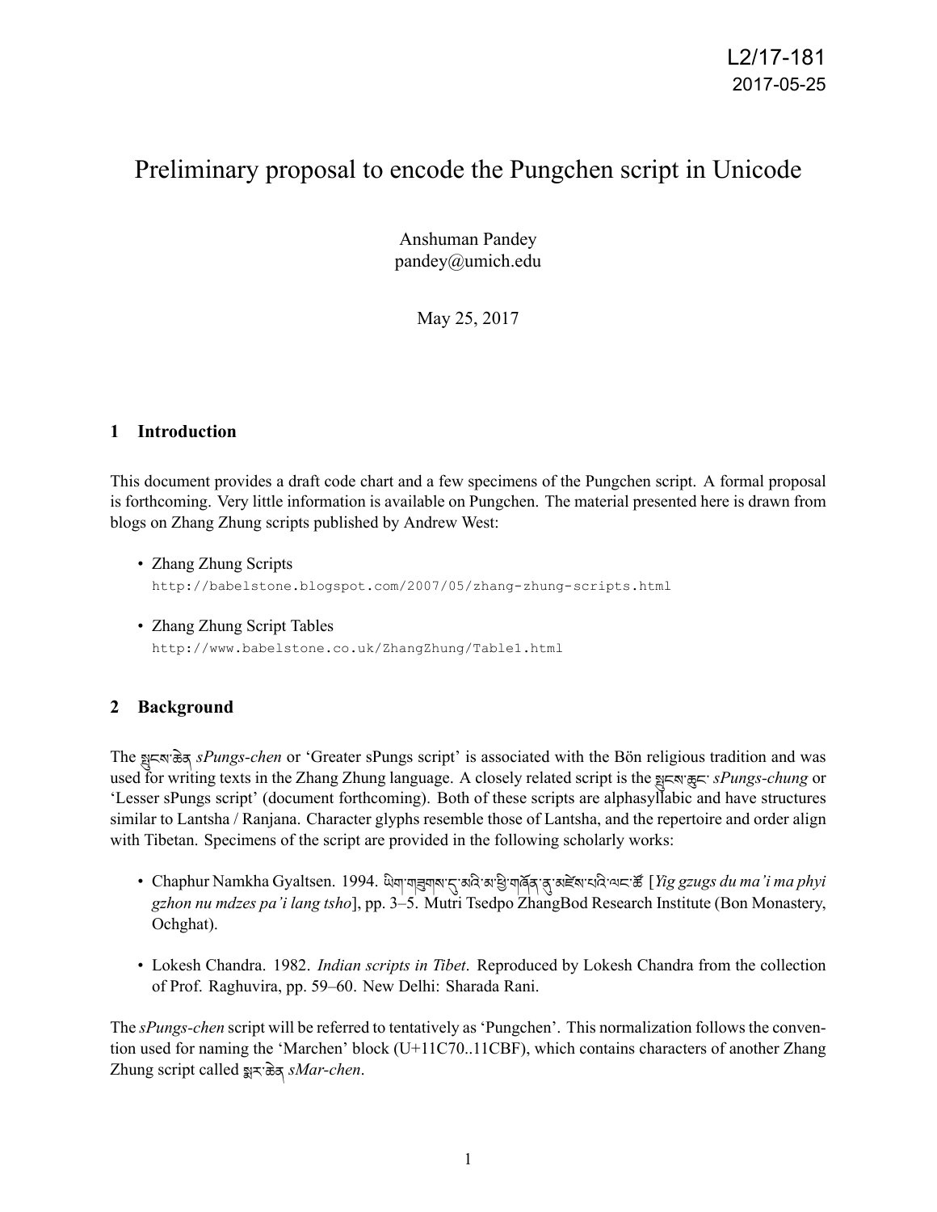L2/17-181
2017-05-25

# Preliminary proposal to encode the Pungchen script in Unicode

Anshuman Pandey
pandey@umich.edu

May 25, 2017

## 1 Introduction

This document provides a draft code chart and a few specimens of the Pungchen script. A formal proposal is forthcoming. Very little information is available on Pungchen. The material presented here is drawn from blogs on Zhang Zhung scripts published by Andrew West:

- Zhang Zhung Scripts
  http://babelstone.blogspot.com/2007/05/zhang-zhung-scripts.html
- Zhang Zhung Script Tables
  http://www.babelstone.co.uk/ZhangZhung/Table1.html

## 2 Background

The སྤུངས་ཆེན *sPungs-chen* or 'Greater sPungs script' is associated with the Bön religious tradition and was used for writing texts in the Zhang Zhung language. A closely related script is the སྤུངས་ཆུང་ *sPungs-chung* or 'Lesser sPungs script' (document forthcoming). Both of these scripts are alphasyllabic and have structures similar to Lantsha / Ranjana. Character glyphs resemble those of Lantsha, and the repertoire and order align with Tibetan. Specimens of the script are provided in the following scholarly works:

- Chaphur Namkha Gyaltsen. 1994. ཡིག་གཟུགས་དུ་མའི་མ་ཕྱི་གཞོན་ནུ་མཛེས་པའི་ལང་ཚོ [*Yig gzugs du ma'i ma phyi gzhon nu mdzes pa'i lang tsho*], pp. 3–5. Mutri Tsedpo ZhangBod Research Institute (Bon Monastery, Ochghat).
- Lokesh Chandra. 1982. *Indian scripts in Tibet*. Reproduced by Lokesh Chandra from the collection of Prof. Raghuvira, pp. 59–60. New Delhi: Sharada Rani.

The *sPungs-chen* script will be referred to tentatively as 'Pungchen'. This normalization follows the convention used for naming the 'Marchen' block (U+11C70..11CBF), which contains characters of another Zhang Zhung script called སྨར་ཆེན *sMar-chen*.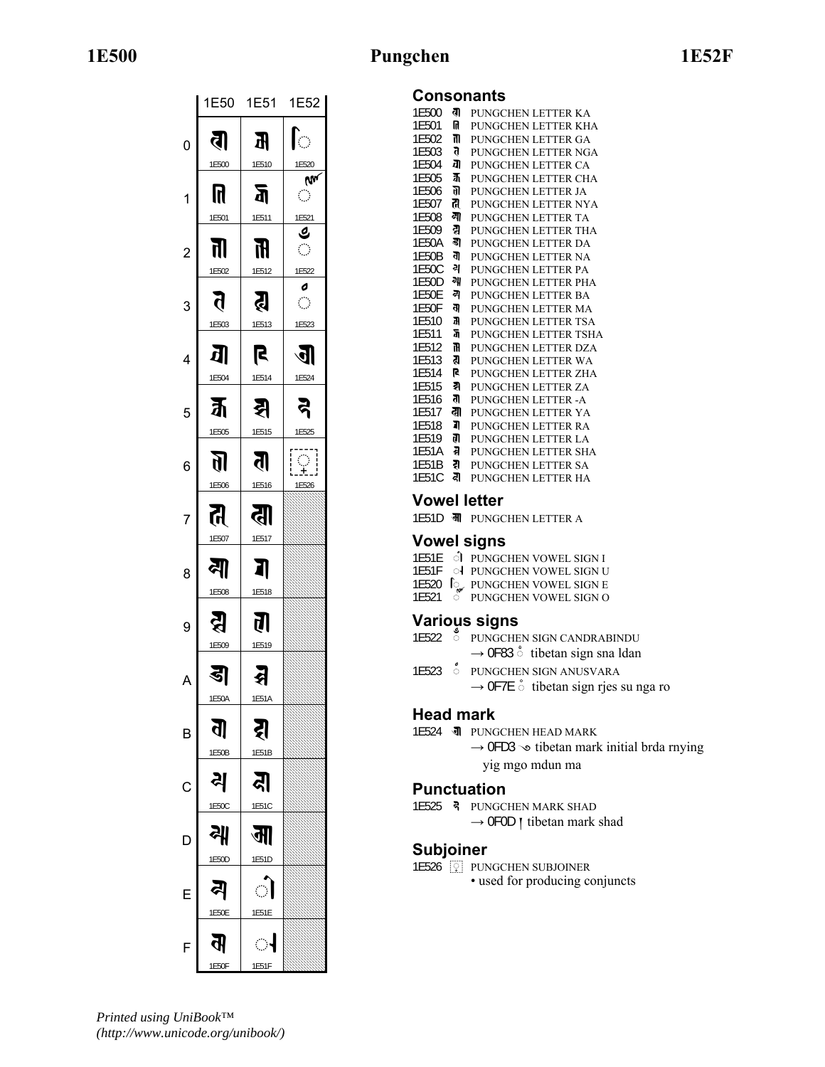# 1E500 Pungchen 1E52F

| | 1E50 | 1E51 | 1E52 |
|---|---|---|---|
| 0 | 1E500 | 1E510 | 1E520 |
| 1 | 1E501 | 1E511 | 1E521 |
| 2 | 1E502 | 1E512 | 1E522 |
| 3 | 1E503 | 1E513 | 1E523 |
| 4 | 1E504 | 1E514 | 1E524 |
| 5 | 1E505 | 1E515 | 1E525 |
| 6 | 1E506 | 1E516 | 1E526 |
| 7 | 1E507 | 1E517 | |
| 8 | 1E508 | 1E518 | |
| 9 | 1E509 | 1E519 | |
| A | 1E50A | 1E51A | |
| B | 1E50B | 1E51B | |
| C | 1E50C | 1E51C | |
| D | 1E50D | 1E51D | |
| E | 1E50E | 1E51E | |
| F | 1E50F | 1E51F | |

## Consonants

1E500 PUNGCHEN LETTER KA
1E501 PUNGCHEN LETTER KHA
1E502 PUNGCHEN LETTER GA
1E503 PUNGCHEN LETTER NGA
1E504 PUNGCHEN LETTER CA
1E505 PUNGCHEN LETTER CHA
1E506 PUNGCHEN LETTER JA
1E507 PUNGCHEN LETTER NYA
1E508 PUNGCHEN LETTER TA
1E509 PUNGCHEN LETTER THA
1E50A PUNGCHEN LETTER DA
1E50B PUNGCHEN LETTER NA
1E50C PUNGCHEN LETTER PA
1E50D PUNGCHEN LETTER PHA
1E50E PUNGCHEN LETTER BA
1E50F PUNGCHEN LETTER MA
1E510 PUNGCHEN LETTER TSA
1E511 PUNGCHEN LETTER TSHA
1E512 PUNGCHEN LETTER DZA
1E513 PUNGCHEN LETTER WA
1E514 PUNGCHEN LETTER ZHA
1E515 PUNGCHEN LETTER ZA
1E516 PUNGCHEN LETTER -A
1E517 PUNGCHEN LETTER YA
1E518 PUNGCHEN LETTER RA
1E519 PUNGCHEN LETTER LA
1E51A PUNGCHEN LETTER SHA
1E51B PUNGCHEN LETTER SA
1E51C PUNGCHEN LETTER HA

## Vowel letter

1E51D PUNGCHEN LETTER A

## Vowel signs

1E51E PUNGCHEN VOWEL SIGN I
1E51F PUNGCHEN VOWEL SIGN U
1E520 PUNGCHEN VOWEL SIGN E
1E521 PUNGCHEN VOWEL SIGN O

## Various signs

1E522 PUNGCHEN SIGN CANDRABINDU
→ 0F83 ྃ tibetan sign sna ldan

1E523 PUNGCHEN SIGN ANUSVARA
→ 0F7E ཾ tibetan sign rjes su nga ro

## Head mark

1E524 PUNGCHEN HEAD MARK
→ 0FD3 ࿓ tibetan mark initial brda rnying yig mgo mdun ma

## Punctuation

1E525 PUNGCHEN MARK SHAD
→ 0F0D ། tibetan mark shad

## Subjoiner

1E526 PUNGCHEN SUBJOINER
- used for producing conjuncts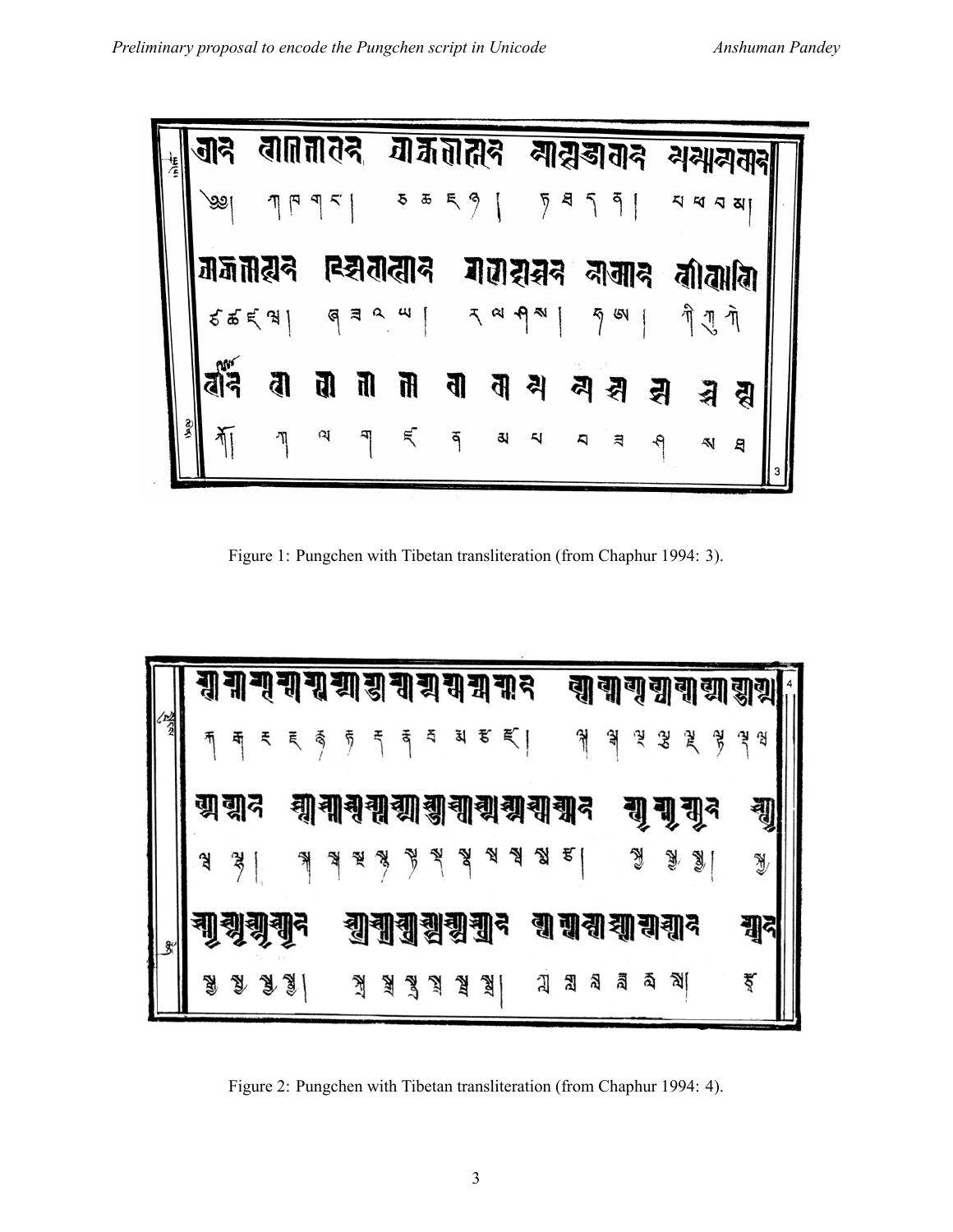Figure 1: Pungchen with Tibetan transliteration (from Chaphur 1994: 3).

Figure 2: Pungchen with Tibetan transliteration (from Chaphur 1994: 4).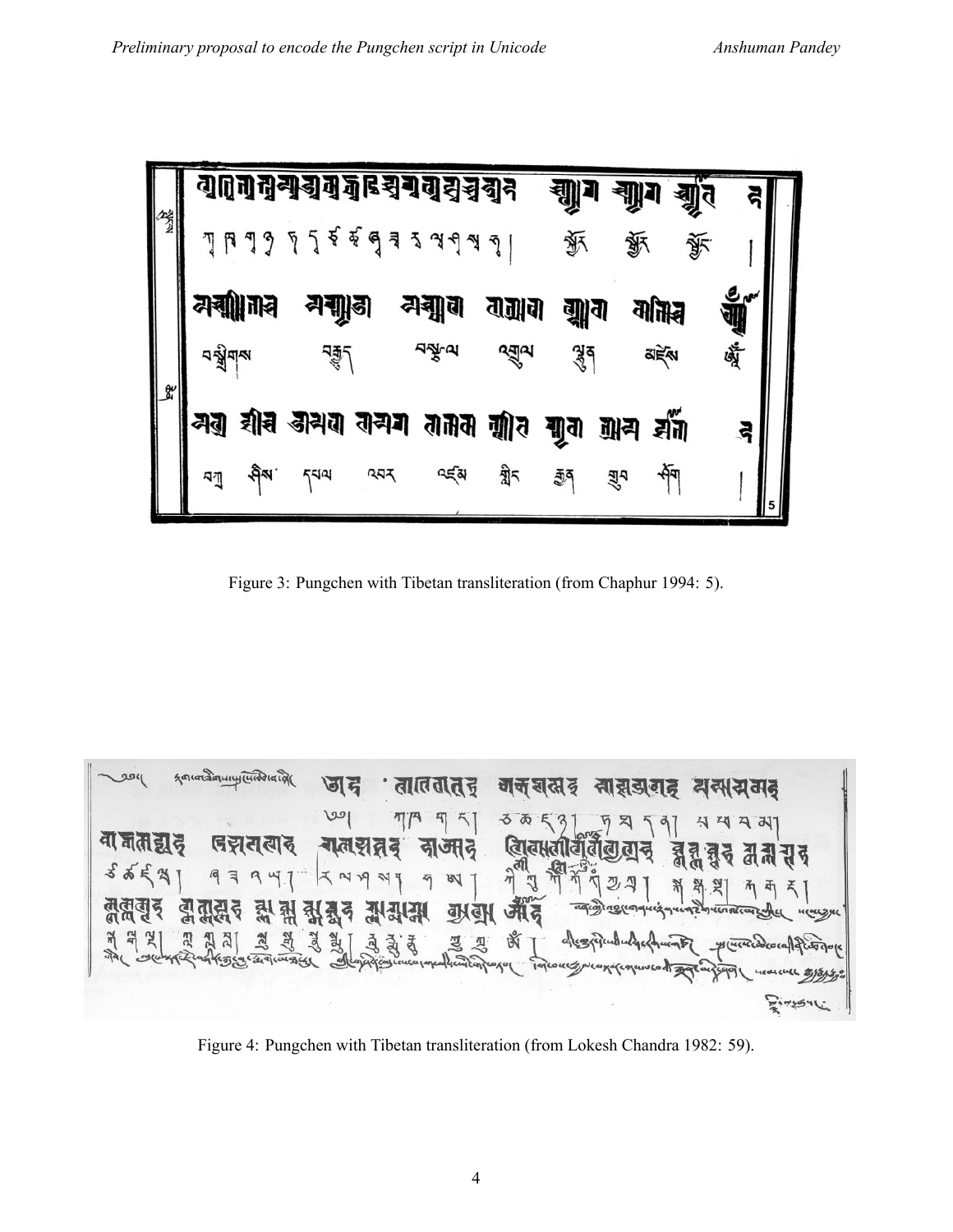Figure 3: Pungchen with Tibetan transliteration (from Chaphur 1994: 5).

Figure 4: Pungchen with Tibetan transliteration (from Lokesh Chandra 1982: 59).